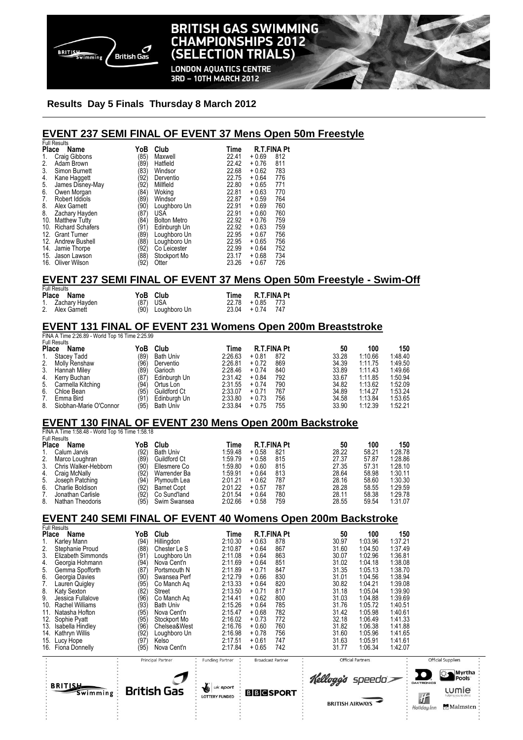# BRITISH GAS SWIMMING CHAMPIONSHIPS 2012 (SELECTION TRIALS)

LONDON AQUATICS CENTRE
3RD – 10TH MARCH 2012

**Results Day 5 Finals Thursday 8 March 2012**

## EVENT 237 SEMI FINAL OF EVENT 37 Mens Open 50m Freestyle

Full Results

| Place | Name | YoB | Club | Time | R.T. | FINA Pt |
|---|---|---|---|---|---|---|
| 1. | Craig Gibbons | (85) | Maxwell | 22.41 | + 0.69 | 812 |
| 2. | Adam Brown | (89) | Hatfield | 22.42 | + 0.76 | 811 |
| 3. | Simon Burnett | (83) | Windsor | 22.68 | + 0.62 | 783 |
| 4. | Kane Haggett | (92) | Derventio | 22.75 | + 0.64 | 776 |
| 5. | James Disney-May | (92) | Millfield | 22.80 | + 0.65 | 771 |
| 6. | Owen Morgan | (84) | Woking | 22.81 | + 0.63 | 770 |
| 7. | Robert Iddiols | (89) | Windsor | 22.87 | + 0.59 | 764 |
| 8. | Alex Garnett | (90) | Loughboro Un | 22.91 | + 0.69 | 760 |
| 8. | Zachary Hayden | (87) | USA | 22.91 | + 0.60 | 760 |
| 10. | Matthew Tutty | (84) | Bolton Metro | 22.92 | + 0.76 | 759 |
| 10. | Richard Schafers | (91) | Edinburgh Un | 22.92 | + 0.63 | 759 |
| 12. | Grant Turner | (89) | Loughboro Un | 22.95 | + 0.67 | 756 |
| 12. | Andrew Bushell | (88) | Loughboro Un | 22.95 | + 0.65 | 756 |
| 14. | Jamie Thorpe | (92) | Co Leicester | 22.99 | + 0.64 | 752 |
| 15. | Jason Lawson | (88) | Stockport Mo | 23.17 | + 0.68 | 734 |
| 16. | Oliver Wilson | (92) | Otter | 23.26 | + 0.67 | 726 |

## EVENT 237 SEMI FINAL OF EVENT 37 Mens Open 50m Freestyle - Swim-Off

Full Results

| Place | Name | YoB | Club | Time | R.T. | FINA Pt |
|---|---|---|---|---|---|---|
| 1. | Zachary Hayden | (87) | USA | 22.78 | + 0.85 | 773 |
| 2. | Alex Garnett | (90) | Loughboro Un | 23.04 | + 0.74 | 747 |

## EVENT 131 FINAL OF EVENT 231 Womens Open 200m Breaststroke

FINA A Time 2:26.89 - World Top 16 Time 2:25.99

Full Results

| Place | Name | YoB | Club | Time | R.T. | FINA Pt | 50 | 100 | 150 |
|---|---|---|---|---|---|---|---|---|---|
| 1. | Stacey Tadd | (89) | Bath Univ | 2:26.63 | + 0.81 | 872 | 33.28 | 1:10.66 | 1:48.40 |
| 2. | Molly Renshaw | (96) | Derventio | 2:26.81 | + 0.72 | 869 | 34.39 | 1:11.75 | 1:49.50 |
| 3. | Hannah Miley | (89) | Garioch | 2:28.46 | + 0.74 | 840 | 33.89 | 1:11.43 | 1:49.66 |
| 4. | Kerry Buchan | (87) | Edinburgh Un | 2:31.42 | + 0.84 | 792 | 33.67 | 1:11.85 | 1:50.94 |
| 5. | Carmella Kitching | (94) | Ortus Lon | 2:31.55 | + 0.74 | 790 | 34.82 | 1:13.62 | 1:52.09 |
| 6. | Chloe Bean | (95) | Guildford Ct | 2:33.07 | + 0.71 | 767 | 34.89 | 1:14.27 | 1:53.24 |
| 7. | Emma Bird | (91) | Edinburgh Un | 2:33.80 | + 0.73 | 756 | 34.58 | 1:13.84 | 1:53.65 |
| 8. | Siobhan-Marie O'Connor | (95) | Bath Univ | 2:33.84 | + 0.75 | 755 | 33.90 | 1:12.39 | 1:52.21 |

## EVENT 130 FINAL OF EVENT 230 Mens Open 200m Backstroke

FINA A Time 1:58.48 - World Top 16 Time 1:58.18

Full Results

| Place | Name | YoB | Club | Time | R.T. | FINA Pt | 50 | 100 | 150 |
|---|---|---|---|---|---|---|---|---|---|
| 1. | Calum Jarvis | (92) | Bath Univ | 1:59.48 | + 0.58 | 821 | 28.22 | 58.21 | 1:28.78 |
| 2. | Marco Loughran | (89) | Guildford Ct | 1:59.79 | + 0.58 | 815 | 27.37 | 57.87 | 1:28.86 |
| 3. | Chris Walker-Hebborn | (90) | Ellesmere Co | 1:59.80 | + 0.60 | 815 | 27.35 | 57.31 | 1:28.10 |
| 4. | Craig McNally | (92) | Warrender Ba | 1:59.91 | + 0.64 | 813 | 28.64 | 58.98 | 1:30.11 |
| 5. | Joseph Patching | (94) | Plymouth Lea | 2:01.21 | + 0.62 | 787 | 28.16 | 58.60 | 1:30.30 |
| 6. | Charlie Boldison | (92) | Barnet Copt | 2:01.22 | + 0.57 | 787 | 28.28 | 58.55 | 1:29.59 |
| 7. | Jonathan Carlisle | (92) | Co Sund'land | 2:01.54 | + 0.64 | 780 | 28.11 | 58.38 | 1:29.78 |
| 8. | Nathan Theodoris | (95) | Swim Swansea | 2:02.66 | + 0.58 | 759 | 28.55 | 59.54 | 1:31.07 |

## EVENT 240 SEMI FINAL OF EVENT 40 Womens Open 200m Backstroke

Full Results

| Place | Name | YoB | Club | Time | R.T. | FINA Pt | 50 | 100 | 150 |
|---|---|---|---|---|---|---|---|---|---|
| 1. | Karley Mann | (94) | Hillingdon | 2:10.30 | + 0.63 | 878 | 30.97 | 1:03.96 | 1:37.21 |
| 2. | Stephanie Proud | (88) | Chester Le S | 2:10.87 | + 0.64 | 867 | 31.60 | 1:04.50 | 1:37.49 |
| 3. | Elizabeth Simmonds | (91) | Loughboro Un | 2:11.08 | + 0.64 | 863 | 30.07 | 1:02.96 | 1:36.81 |
| 4. | Georgia Hohmann | (94) | Nova Cent'n | 2:11.69 | + 0.64 | 851 | 31.02 | 1:04.18 | 1:38.08 |
| 5. | Gemma Spofforth | (87) | Portsmouth N | 2:11.89 | + 0.71 | 847 | 31.35 | 1:05.13 | 1:38.70 |
| 6. | Georgia Davies | (90) | Swansea Perf | 2:12.79 | + 0.66 | 830 | 31.01 | 1:04.56 | 1:38.94 |
| 7. | Lauren Quigley | (95) | Co Manch Aq | 2:13.33 | + 0.64 | 820 | 30.82 | 1:04.21 | 1:39.08 |
| 8. | Katy Sexton | (82) | Street | 2:13.50 | + 0.71 | 817 | 31.18 | 1:05.04 | 1:39.90 |
| 9. | Jessica Fullalove | (96) | Co Manch Aq | 2:14.41 | + 0.62 | 800 | 31.03 | 1:04.88 | 1:39.69 |
| 10. | Rachel Williams | (93) | Bath Univ | 2:15.26 | + 0.64 | 785 | 31.76 | 1:05.72 | 1:40.51 |
| 11. | Natasha Hofton | (95) | Nova Cent'n | 2:15.47 | + 0.68 | 782 | 31.42 | 1:05.98 | 1:40.61 |
| 12. | Sophie Pyatt | (95) | Stockport Mo | 2:16.02 | + 0.73 | 772 | 32.18 | 1:06.49 | 1:41.33 |
| 13. | Isabella Hindley | (96) | Chelsea&West | 2:16.76 | + 0.60 | 760 | 31.82 | 1:06.38 | 1:41.88 |
| 14. | Kathryn Willis | (92) | Loughboro Un | 2:16.98 | + 0.78 | 756 | 31.60 | 1:05.96 | 1:41.65 |
| 15. | Lucy Hope | (97) | Kelso | 2:17.51 | + 0.61 | 747 | 31.63 | 1:05.91 | 1:41.61 |
| 16. | Fiona Donnelly | (95) | Nova Cent'n | 2:17.84 | + 0.65 | 742 | 31.77 | 1:06.34 | 1:42.07 |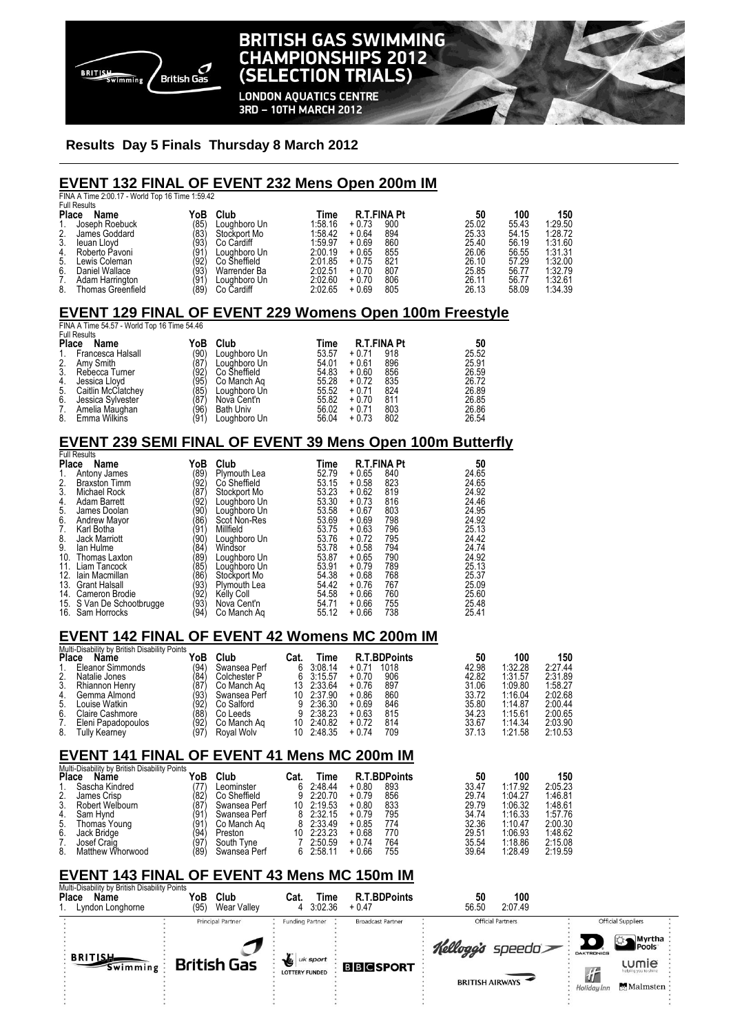# BRITISH GAS SWIMMING CHAMPIONSHIPS 2012 (SELECTION TRIALS)

LONDON AQUATICS CENTRE
3RD – 10TH MARCH 2012

**Results Day 5 Finals Thursday 8 March 2012**

## EVENT 132 FINAL OF EVENT 232 Mens Open 200m IM

FINA A Time 2:00.17 - World Top 16 Time 1:59.42

Full Results

| Place | Name | YoB | Club | Time | R.T. | FINA Pt | 50 | 100 | 150 |
|---|---|---|---|---|---|---|---|---|---|
| 1. | Joseph Roebuck | (85) | Loughboro Un | 1:58.16 | + 0.73 | 900 | 25.02 | 55.43 | 1:29.50 |
| 2. | James Goddard | (83) | Stockport Mo | 1:58.42 | + 0.64 | 894 | 25.33 | 54.15 | 1:28.72 |
| 3. | Ieuan Lloyd | (93) | Co Cardiff | 1:59.97 | + 0.69 | 860 | 25.40 | 56.19 | 1:31.60 |
| 4. | Roberto Pavoni | (91) | Loughboro Un | 2:00.19 | + 0.65 | 855 | 26.06 | 56.55 | 1:31.31 |
| 5. | Lewis Coleman | (92) | Co Sheffield | 2:01.85 | + 0.75 | 821 | 26.10 | 57.29 | 1:32.00 |
| 6. | Daniel Wallace | (93) | Warrender Ba | 2:02.51 | + 0.70 | 807 | 25.85 | 56.77 | 1:32.79 |
| 7. | Adam Harrington | (91) | Loughboro Un | 2:02.60 | + 0.70 | 806 | 26.11 | 56.77 | 1:32.61 |
| 8. | Thomas Greenfield | (89) | Co Cardiff | 2:02.65 | + 0.69 | 805 | 26.13 | 58.09 | 1:34.39 |

## EVENT 129 FINAL OF EVENT 229 Womens Open 100m Freestyle

FINA A Time 54.57 - World Top 16 Time 54.46

Full Results

| Place | Name | YoB | Club | Time | R.T. | FINA Pt | 50 |
|---|---|---|---|---|---|---|---|
| 1. | Francesca Halsall | (90) | Loughboro Un | 53.57 | + 0.71 | 918 | 25.52 |
| 2. | Amy Smith | (87) | Loughboro Un | 54.01 | + 0.61 | 896 | 25.91 |
| 3. | Rebecca Turner | (92) | Co Sheffield | 54.83 | + 0.60 | 856 | 26.59 |
| 4. | Jessica Lloyd | (95) | Co Manch Aq | 55.28 | + 0.72 | 835 | 26.72 |
| 5. | Caitlin McClatchey | (85) | Loughboro Un | 55.52 | + 0.71 | 824 | 26.89 |
| 6. | Jessica Sylvester | (87) | Nova Cent'n | 55.82 | + 0.70 | 811 | 26.85 |
| 7. | Amelia Maughan | (96) | Bath Univ | 56.02 | + 0.71 | 803 | 26.86 |
| 8. | Emma Wilkins | (91) | Loughboro Un | 56.04 | + 0.73 | 802 | 26.54 |

## EVENT 239 SEMI FINAL OF EVENT 39 Mens Open 100m Butterfly

Full Results

| Place | Name | YoB | Club | Time | R.T. | FINA Pt | 50 |
|---|---|---|---|---|---|---|---|
| 1. | Antony James | (89) | Plymouth Lea | 52.79 | + 0.65 | 840 | 24.65 |
| 2. | Braxston Timm | (92) | Co Sheffield | 53.15 | + 0.58 | 823 | 24.65 |
| 3. | Michael Rock | (87) | Stockport Mo | 53.23 | + 0.62 | 819 | 24.92 |
| 4. | Adam Barrett | (92) | Loughboro Un | 53.30 | + 0.73 | 816 | 24.46 |
| 5. | James Doolan | (90) | Loughboro Un | 53.58 | + 0.67 | 803 | 24.95 |
| 6. | Andrew Mayor | (86) | Scot Non-Res | 53.69 | + 0.69 | 798 | 24.92 |
| 7. | Karl Botha | (91) | Millfield | 53.75 | + 0.63 | 796 | 25.13 |
| 8. | Jack Marriott | (90) | Loughboro Un | 53.76 | + 0.72 | 795 | 24.42 |
| 9. | Ian Hulme | (84) | Windsor | 53.78 | + 0.58 | 794 | 24.74 |
| 10. | Thomas Laxton | (89) | Loughboro Un | 53.87 | + 0.65 | 790 | 24.92 |
| 11. | Liam Tancock | (85) | Loughboro Un | 53.91 | + 0.79 | 789 | 25.13 |
| 12. | Iain Macmillan | (86) | Stockport Mo | 54.38 | + 0.68 | 768 | 25.37 |
| 13. | Grant Halsall | (93) | Plymouth Lea | 54.42 | + 0.76 | 767 | 25.09 |
| 14. | Cameron Brodie | (92) | Kelly Coll | 54.58 | + 0.66 | 760 | 25.60 |
| 15. | S Van De Schootbrugge | (93) | Nova Cent'n | 54.71 | + 0.66 | 755 | 25.48 |
| 16. | Sam Horrocks | (94) | Co Manch Aq | 55.12 | + 0.66 | 738 | 25.41 |

## EVENT 142 FINAL OF EVENT 42 Womens MC 200m IM

Multi-Disability by British Disability Points

| Place | Name | YoB | Club | Cat. | Time | R.T. | BDPoints | 50 | 100 | 150 |
|---|---|---|---|---|---|---|---|---|---|---|
| 1. | Eleanor Simmonds | (94) | Swansea Perf | 6 | 3:08.14 | + 0.71 | 1018 | 42.98 | 1:32.28 | 2:27.44 |
| 2. | Natalie Jones | (84) | Colchester P | 6 | 3:15.57 | + 0.70 | 906 | 42.82 | 1:31.57 | 2:31.89 |
| 3. | Rhiannon Henry | (87) | Co Manch Aq | 13 | 2:33.64 | + 0.76 | 897 | 31.06 | 1:09.80 | 1:58.27 |
| 4. | Gemma Almond | (93) | Swansea Perf | 10 | 2:37.90 | + 0.86 | 860 | 33.72 | 1:16.04 | 2:02.68 |
| 5. | Louise Watkin | (92) | Co Salford | 9 | 2:36.30 | + 0.69 | 846 | 35.80 | 1:14.87 | 2:00.44 |
| 6. | Claire Cashmore | (88) | Co Leeds | 9 | 2:38.23 | + 0.63 | 815 | 34.23 | 1:15.61 | 2:00.65 |
| 7. | Eleni Papadopoulos | (92) | Co Manch Aq | 10 | 2:40.82 | + 0.72 | 814 | 33.67 | 1:14.34 | 2:03.90 |
| 8. | Tully Kearney | (97) | Royal Wolv | 10 | 2:48.35 | + 0.74 | 709 | 37.13 | 1:21.58 | 2:10.53 |

## EVENT 141 FINAL OF EVENT 41 Mens MC 200m IM

Multi-Disability by British Disability Points

| Place | Name | YoB | Club | Cat. | Time | R.T. | BDPoints | 50 | 100 | 150 |
|---|---|---|---|---|---|---|---|---|---|---|
| 1. | Sascha Kindred | (77) | Leominster | 6 | 2:48.44 | + 0.80 | 893 | 33.47 | 1:17.92 | 2:05.23 |
| 2. | James Crisp | (82) | Co Sheffield | 9 | 2:20.70 | + 0.79 | 856 | 29.74 | 1:04.27 | 1:46.81 |
| 3. | Robert Welbourn | (87) | Swansea Perf | 10 | 2:19.53 | + 0.80 | 833 | 29.79 | 1:06.32 | 1:48.61 |
| 4. | Sam Hynd | (91) | Swansea Perf | 8 | 2:32.15 | + 0.79 | 795 | 34.74 | 1:16.33 | 1:57.76 |
| 5. | Thomas Young | (91) | Co Manch Aq | 8 | 2:33.49 | + 0.85 | 774 | 32.36 | 1:10.47 | 2:00.30 |
| 6. | Jack Bridge | (94) | Preston | 10 | 2:23.23 | + 0.68 | 770 | 29.51 | 1:06.93 | 1:48.62 |
| 7. | Josef Craig | (97) | South Tyne | 7 | 2:50.59 | + 0.74 | 764 | 35.54 | 1:18.86 | 2:15.08 |
| 8. | Matthew Whorwood | (89) | Swansea Perf | 6 | 2:58.11 | + 0.66 | 755 | 39.64 | 1:28.49 | 2:19.59 |

## EVENT 143 FINAL OF EVENT 43 Mens MC 150m IM

Multi-Disability by British Disability Points

| Place | Name | YoB | Club | Cat. | Time | R.T. | BDPoints | 50 | 100 |
|---|---|---|---|---|---|---|---|---|---|
| 1. | Lyndon Longhorne | (95) | Wear Valley | 4 | 3:02.36 | + 0.47 | | 56.50 | 2:07.49 |

Principal Partner: British Gas | Funding Partner: UK Sport Lottery Funded | Broadcast Partner: BBC Sport | Official Partners: Kellogg's, Speedo, British Airways | Official Suppliers: Daktronics, Myrtha Pools, Lumie, Holiday Inn, Malmsten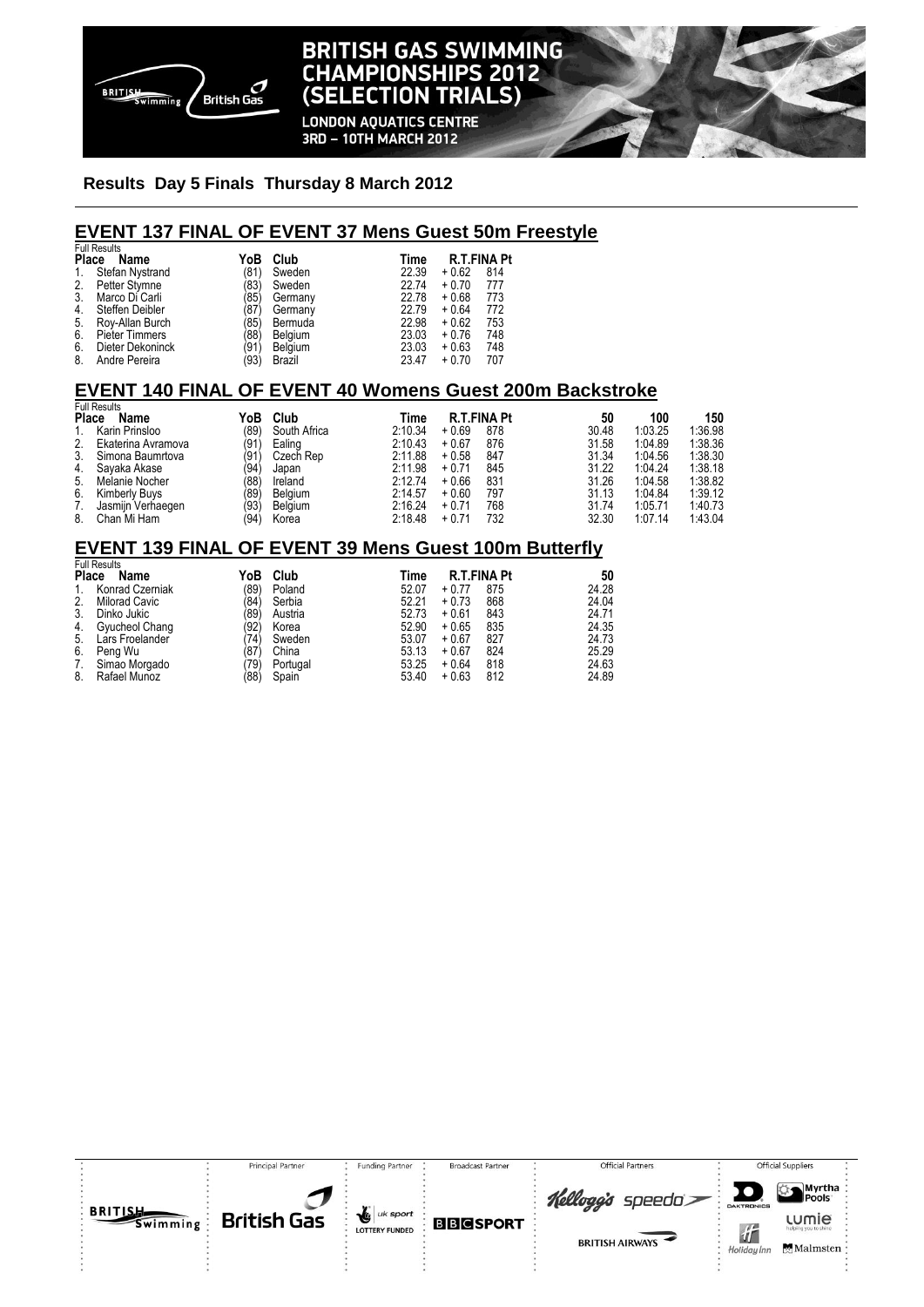**Results Day 5 Finals Thursday 8 March 2012**

## EVENT 137 FINAL OF EVENT 37 Mens Guest 50m Freestyle

Full Results

| Place | Name | YoB | Club | Time | R.T. | FINA Pt |
|---|---|---|---|---|---|---|
| 1. | Stefan Nystrand | (81) | Sweden | 22.39 | + 0.62 | 814 |
| 2. | Petter Stymne | (83) | Sweden | 22.74 | + 0.70 | 777 |
| 3. | Marco Di Carli | (85) | Germany | 22.78 | + 0.68 | 773 |
| 4. | Steffen Deibler | (87) | Germany | 22.79 | + 0.64 | 772 |
| 5. | Roy-Allan Burch | (85) | Bermuda | 22.98 | + 0.62 | 753 |
| 6. | Pieter Timmers | (88) | Belgium | 23.03 | + 0.76 | 748 |
| 6. | Dieter Dekoninck | (91) | Belgium | 23.03 | + 0.63 | 748 |
| 8. | Andre Pereira | (93) | Brazil | 23.47 | + 0.70 | 707 |

## EVENT 140 FINAL OF EVENT 40 Womens Guest 200m Backstroke

Full Results

| Place | Name | YoB | Club | Time | R.T. | FINA Pt | 50 | 100 | 150 |
|---|---|---|---|---|---|---|---|---|---|
| 1. | Karin Prinsloo | (89) | South Africa | 2:10.34 | + 0.69 | 878 | 30.48 | 1:03.25 | 1:36.98 |
| 2. | Ekaterina Avramova | (91) | Ealing | 2:10.43 | + 0.67 | 876 | 31.58 | 1:04.89 | 1:38.36 |
| 3. | Simona Baumrtova | (91) | Czech Rep | 2:11.88 | + 0.58 | 847 | 31.34 | 1:04.56 | 1:38.30 |
| 4. | Sayaka Akase | (94) | Japan | 2:11.98 | + 0.71 | 845 | 31.22 | 1:04.24 | 1:38.18 |
| 5. | Melanie Nocher | (88) | Ireland | 2:12.74 | + 0.66 | 831 | 31.26 | 1:04.58 | 1:38.82 |
| 6. | Kimberly Buys | (89) | Belgium | 2:14.57 | + 0.60 | 797 | 31.13 | 1:04.84 | 1:39.12 |
| 7. | Jasmijn Verhaegen | (93) | Belgium | 2:16.24 | + 0.71 | 768 | 31.74 | 1:05.71 | 1:40.73 |
| 8. | Chan Mi Ham | (94) | Korea | 2:18.48 | + 0.71 | 732 | 32.30 | 1:07.14 | 1:43.04 |

## EVENT 139 FINAL OF EVENT 39 Mens Guest 100m Butterfly

Full Results

| Place | Name | YoB | Club | Time | R.T. | FINA Pt | 50 |
|---|---|---|---|---|---|---|---|
| 1. | Konrad Czerniak | (89) | Poland | 52.07 | + 0.77 | 875 | 24.28 |
| 2. | Milorad Cavic | (84) | Serbia | 52.21 | + 0.73 | 868 | 24.04 |
| 3. | Dinko Jukic | (89) | Austria | 52.73 | + 0.61 | 843 | 24.71 |
| 4. | Gyucheol Chang | (92) | Korea | 52.90 | + 0.65 | 835 | 24.35 |
| 5. | Lars Froelander | (74) | Sweden | 53.07 | + 0.67 | 827 | 24.73 |
| 6. | Peng Wu | (87) | China | 53.13 | + 0.67 | 824 | 25.29 |
| 7. | Simao Morgado | (79) | Portugal | 53.25 | + 0.64 | 818 | 24.63 |
| 8. | Rafael Munoz | (88) | Spain | 53.40 | + 0.63 | 812 | 24.89 |